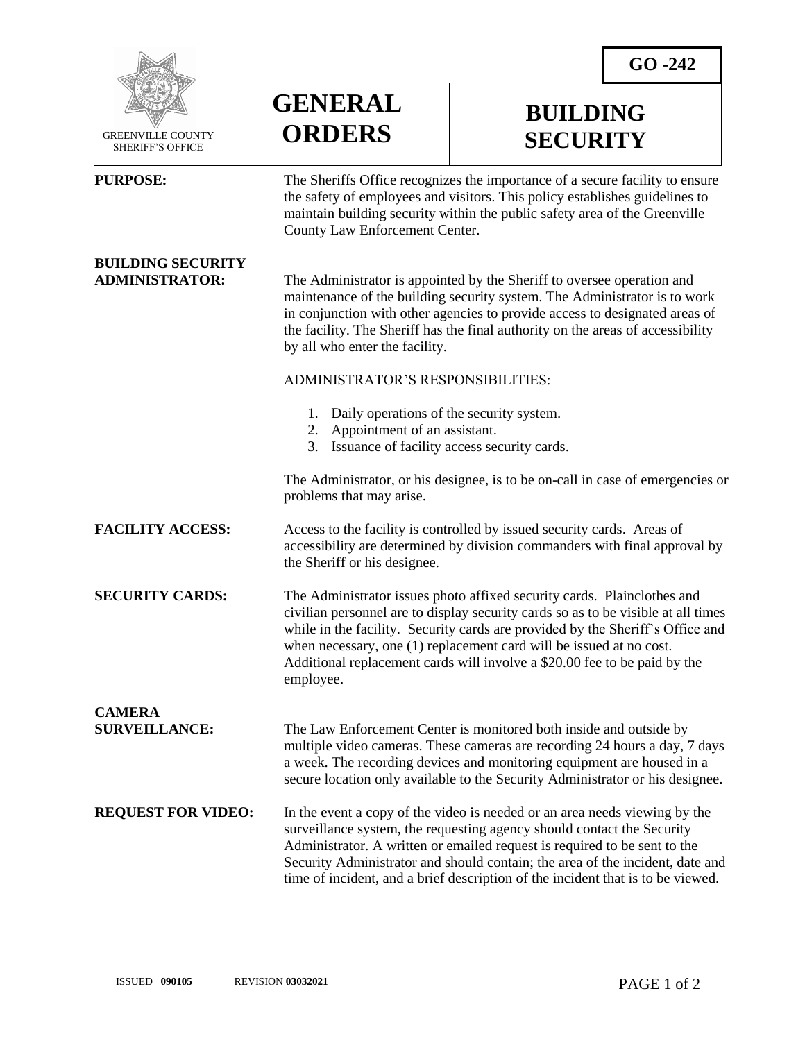GO -242

GREENVILLE COUNTY SHERIFF'S OFFICE

# GENERAL ORDERS

# BUILDING SECURITY

**PURPOSE:** The Sheriffs Office recognizes the importance of a secure facility to ensure the safety of employees and visitors. This policy establishes guidelines to maintain building security within the public safety area of the Greenville County Law Enforcement Center.

**BUILDING SECURITY ADMINISTRATOR:** The Administrator is appointed by the Sheriff to oversee operation and maintenance of the building security system. The Administrator is to work in conjunction with other agencies to provide access to designated areas of the facility. The Sheriff has the final authority on the areas of accessibility by all who enter the facility.

ADMINISTRATOR'S RESPONSIBILITIES:

1. Daily operations of the security system.
2. Appointment of an assistant.
3. Issuance of facility access security cards.

The Administrator, or his designee, is to be on-call in case of emergencies or problems that may arise.

**FACILITY ACCESS:** Access to the facility is controlled by issued security cards. Areas of accessibility are determined by division commanders with final approval by the Sheriff or his designee.

**SECURITY CARDS:** The Administrator issues photo affixed security cards. Plainclothes and civilian personnel are to display security cards so as to be visible at all times while in the facility. Security cards are provided by the Sheriff's Office and when necessary, one (1) replacement card will be issued at no cost. Additional replacement cards will involve a $20.00 fee to be paid by the employee.

**CAMERA SURVEILLANCE:** The Law Enforcement Center is monitored both inside and outside by multiple video cameras. These cameras are recording 24 hours a day, 7 days a week. The recording devices and monitoring equipment are housed in a secure location only available to the Security Administrator or his designee.

**REQUEST FOR VIDEO:** In the event a copy of the video is needed or an area needs viewing by the surveillance system, the requesting agency should contact the Security Administrator. A written or emailed request is required to be sent to the Security Administrator and should contain; the area of the incident, date and time of incident, and a brief description of the incident that is to be viewed.

ISSUED **090105** REVISION **03032021**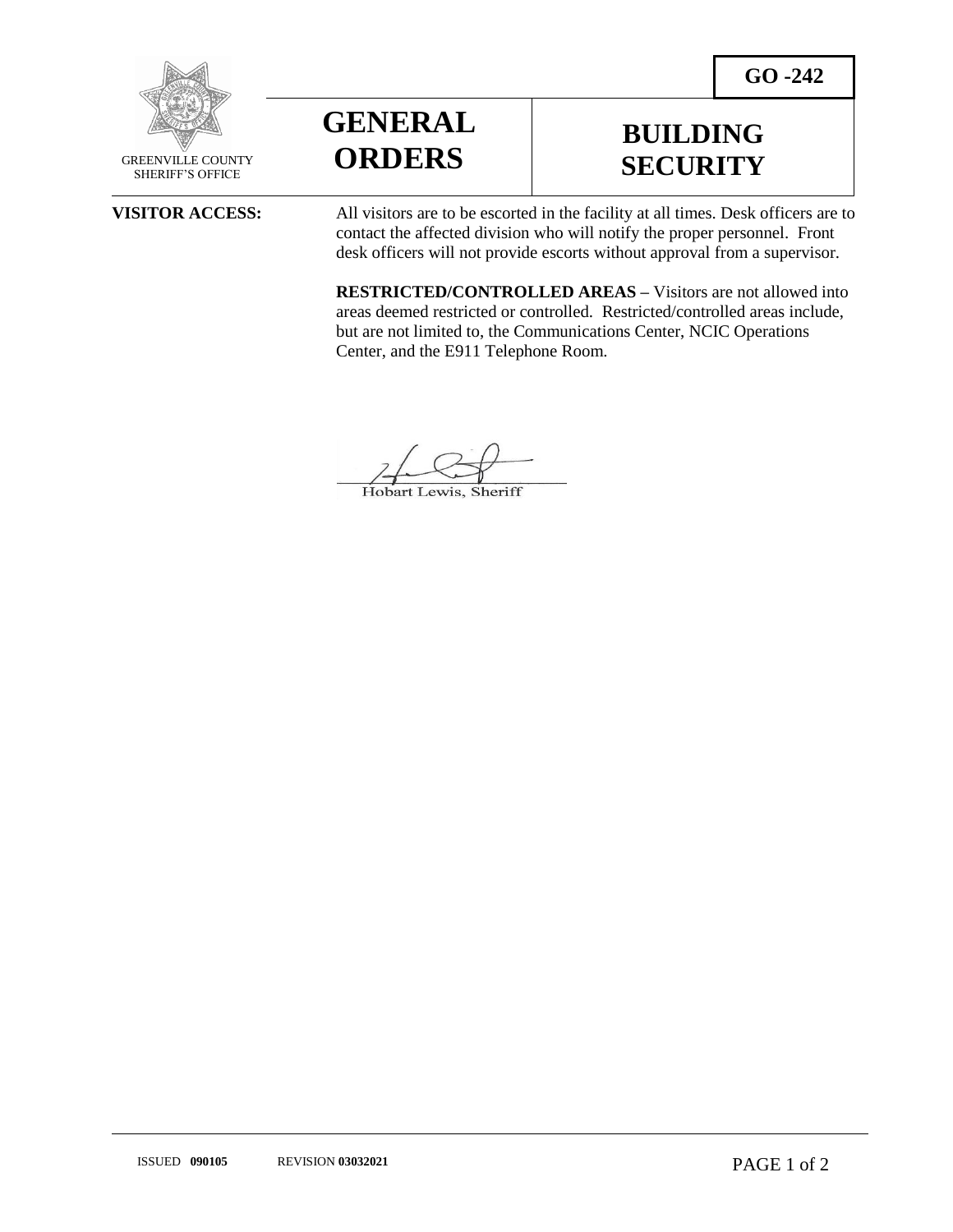GREENVILLE COUNTY SHERIFF'S OFFICE

# GENERAL ORDERS

# BUILDING SECURITY

GO -242

**VISITOR ACCESS:** All visitors are to be escorted in the facility at all times. Desk officers are to contact the affected division who will notify the proper personnel. Front desk officers will not provide escorts without approval from a supervisor.

**RESTRICTED/CONTROLLED AREAS –** Visitors are not allowed into areas deemed restricted or controlled. Restricted/controlled areas include, but are not limited to, the Communications Center, NCIC Operations Center, and the E911 Telephone Room.

Hobart Lewis, Sheriff

ISSUED **090105** REVISION **03032021**